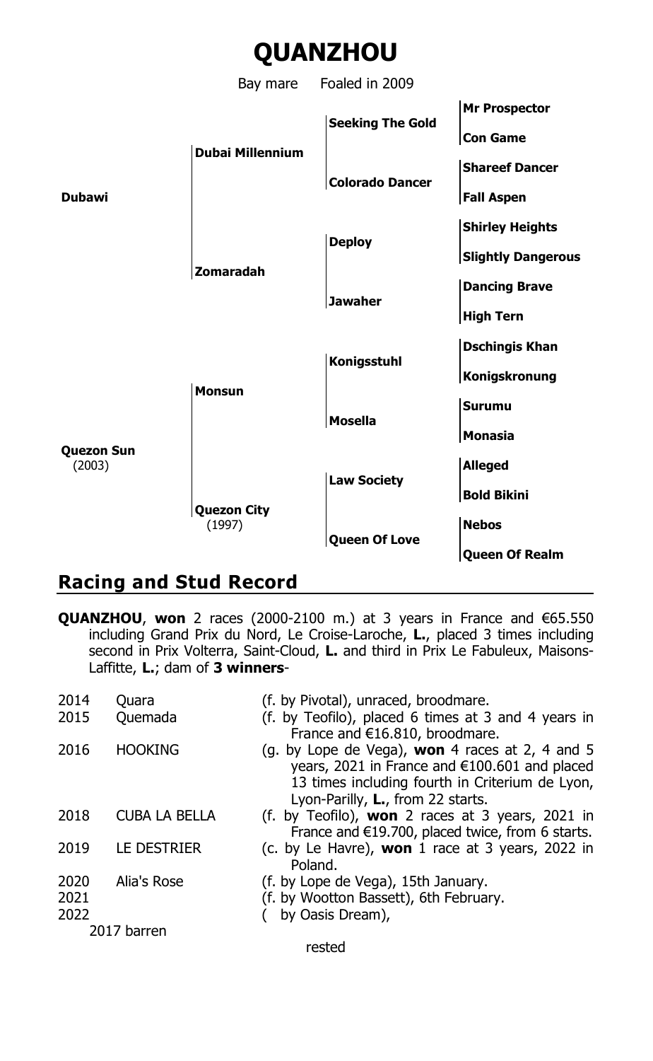# QUANZHOU

Bay mare Foaled in 2009

| | | | |
|---|---|---|---|
| **Dubawi** | **Dubai Millennium** | **Seeking The Gold** | **Mr Prospector** |
| | | | **Con Game** |
| | | **Colorado Dancer** | **Shareef Dancer** |
| | | | **Fall Aspen** |
| | **Zomaradah** | **Deploy** | **Shirley Heights** |
| | | | **Slightly Dangerous** |
| | | **Jawaher** | **Dancing Brave** |
| | | | **High Tern** |
| **Quezon Sun** (2003) | **Monsun** | **Konigsstuhl** | **Dschingis Khan** |
| | | | **Konigskronung** |
| | | **Mosella** | **Surumu** |
| | | | **Monasia** |
| | **Quezon City** (1997) | **Law Society** | **Alleged** |
| | | | **Bold Bikini** |
| | | **Queen Of Love** | **Nebos** |
| | | | **Queen Of Realm** |

## Racing and Stud Record

**QUANZHOU**, **won** 2 races (2000-2100 m.) at 3 years in France and €65.550 including Grand Prix du Nord, Le Croise-Laroche, **L.**, placed 3 times including second in Prix Volterra, Saint-Cloud, **L.** and third in Prix Le Fabuleux, Maisons-Laffitte, **L.**; dam of **3 winners**-

| | | |
|---|---|---|
| 2014 | Quara | (f. by Pivotal), unraced, broodmare. |
| 2015 | Quemada | (f. by Teofilo), placed 6 times at 3 and 4 years in France and €16.810, broodmare. |
| 2016 | HOOKING | (g. by Lope de Vega), **won** 4 races at 2, 4 and 5 years, 2021 in France and €100.601 and placed 13 times including fourth in Criterium de Lyon, Lyon-Parilly, **L.**, from 22 starts. |
| 2018 | CUBA LA BELLA | (f. by Teofilo), **won** 2 races at 3 years, 2021 in France and €19.700, placed twice, from 6 starts. |
| 2019 | LE DESTRIER | (c. by Le Havre), **won** 1 race at 3 years, 2022 in Poland. |
| 2020 | Alia's Rose | (f. by Lope de Vega), 15th January. |
| 2021 | | (f. by Wootton Bassett), 6th February. |
| 2022 | | ( by Oasis Dream), |

2017 barren

rested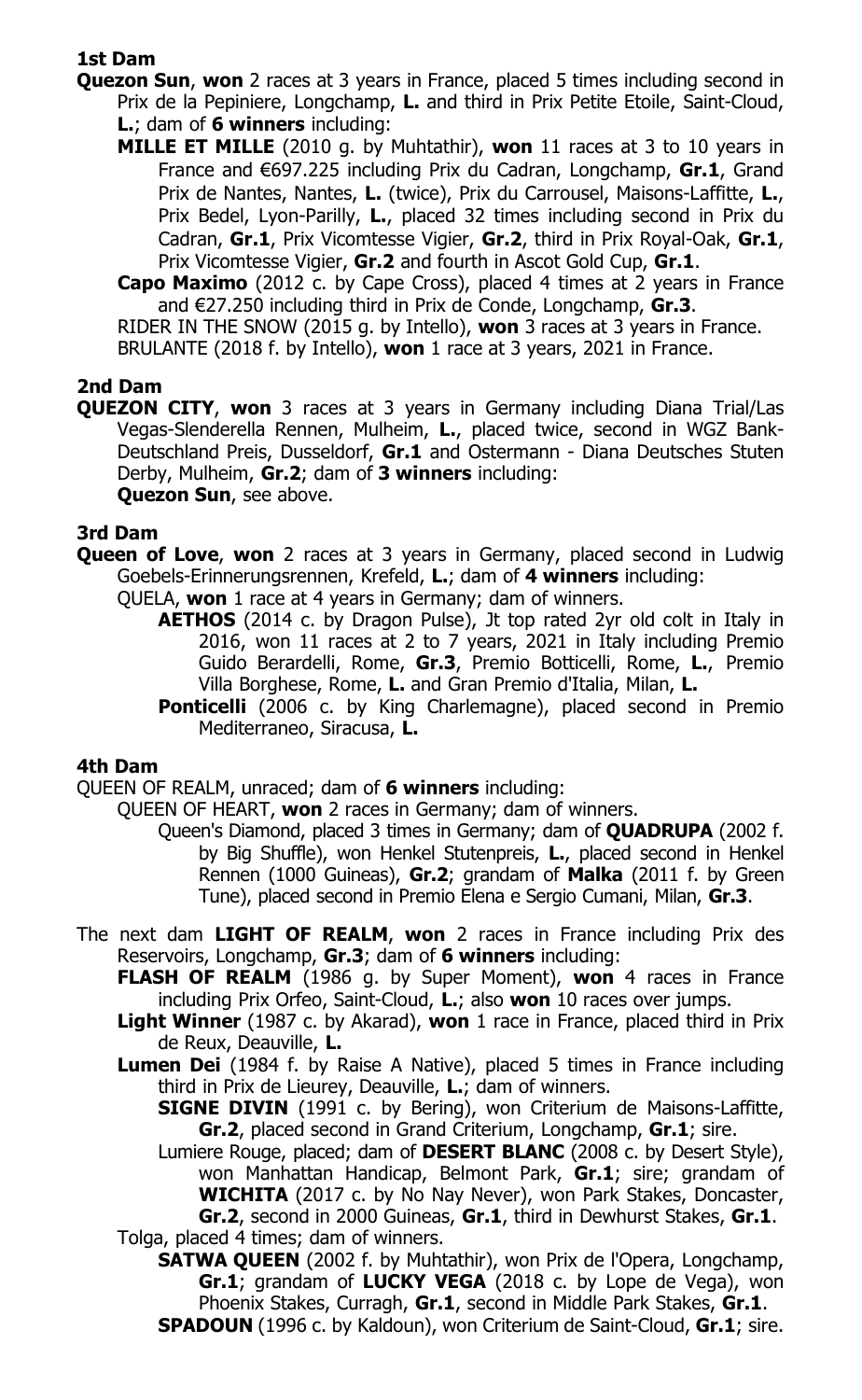### 1st Dam

**Quezon Sun**, **won** 2 races at 3 years in France, placed 5 times including second in Prix de la Pepiniere, Longchamp, **L.** and third in Prix Petite Etoile, Saint-Cloud, **L.**; dam of **6 winners** including:

- **MILLE ET MILLE** (2010 g. by Muhtathir), **won** 11 races at 3 to 10 years in France and €697.225 including Prix du Cadran, Longchamp, **Gr.1**, Grand Prix de Nantes, Nantes, **L.** (twice), Prix du Carrousel, Maisons-Laffitte, **L.**, Prix Bedel, Lyon-Parilly, **L.**, placed 32 times including second in Prix du Cadran, **Gr.1**, Prix Vicomtesse Vigier, **Gr.2**, third in Prix Royal-Oak, **Gr.1**, Prix Vicomtesse Vigier, **Gr.2** and fourth in Ascot Gold Cup, **Gr.1**.
- **Capo Maximo** (2012 c. by Cape Cross), placed 4 times at 2 years in France and €27.250 including third in Prix de Conde, Longchamp, **Gr.3**.
- RIDER IN THE SNOW (2015 g. by Intello), **won** 3 races at 3 years in France.
- BRULANTE (2018 f. by Intello), **won** 1 race at 3 years, 2021 in France.

### 2nd Dam

**QUEZON CITY**, **won** 3 races at 3 years in Germany including Diana Trial/Las Vegas-Slenderella Rennen, Mulheim, **L.**, placed twice, second in WGZ Bank-Deutschland Preis, Dusseldorf, **Gr.1** and Ostermann - Diana Deutsches Stuten Derby, Mulheim, **Gr.2**; dam of **3 winners** including:

- **Quezon Sun**, see above.

### 3rd Dam

**Queen of Love**, **won** 2 races at 3 years in Germany, placed second in Ludwig Goebels-Erinnerungsrennen, Krefeld, **L.**; dam of **4 winners** including:

- QUELA, **won** 1 race at 4 years in Germany; dam of winners.
  - **AETHOS** (2014 c. by Dragon Pulse), Jt top rated 2yr old colt in Italy in 2016, won 11 races at 2 to 7 years, 2021 in Italy including Premio Guido Berardelli, Rome, **Gr.3**, Premio Botticelli, Rome, **L.**, Premio Villa Borghese, Rome, **L.** and Gran Premio d'Italia, Milan, **L.**
  - **Ponticelli** (2006 c. by King Charlemagne), placed second in Premio Mediterraneo, Siracusa, **L.**

### 4th Dam

QUEEN OF REALM, unraced; dam of **6 winners** including:

- QUEEN OF HEART, **won** 2 races in Germany; dam of winners.
  - Queen's Diamond, placed 3 times in Germany; dam of **QUADRUPA** (2002 f. by Big Shuffle), won Henkel Stutenpreis, **L.**, placed second in Henkel Rennen (1000 Guineas), **Gr.2**; grandam of **Malka** (2011 f. by Green Tune), placed second in Premio Elena e Sergio Cumani, Milan, **Gr.3**.

The next dam **LIGHT OF REALM**, **won** 2 races in France including Prix des Reservoirs, Longchamp, **Gr.3**; dam of **6 winners** including:

- **FLASH OF REALM** (1986 g. by Super Moment), **won** 4 races in France including Prix Orfeo, Saint-Cloud, **L.**; also **won** 10 races over jumps.
- **Light Winner** (1987 c. by Akarad), **won** 1 race in France, placed third in Prix de Reux, Deauville, **L.**
- **Lumen Dei** (1984 f. by Raise A Native), placed 5 times in France including third in Prix de Lieurey, Deauville, **L.**; dam of winners.
  - **SIGNE DIVIN** (1991 c. by Bering), won Criterium de Maisons-Laffitte, **Gr.2**, placed second in Grand Criterium, Longchamp, **Gr.1**; sire.
  - Lumiere Rouge, placed; dam of **DESERT BLANC** (2008 c. by Desert Style), won Manhattan Handicap, Belmont Park, **Gr.1**; sire; grandam of **WICHITA** (2017 c. by No Nay Never), won Park Stakes, Doncaster, **Gr.2**, second in 2000 Guineas, **Gr.1**, third in Dewhurst Stakes, **Gr.1**.
- Tolga, placed 4 times; dam of winners.
  - **SATWA QUEEN** (2002 f. by Muhtathir), won Prix de l'Opera, Longchamp, **Gr.1**; grandam of **LUCKY VEGA** (2018 c. by Lope de Vega), won Phoenix Stakes, Curragh, **Gr.1**, second in Middle Park Stakes, **Gr.1**.
  - **SPADOUN** (1996 c. by Kaldoun), won Criterium de Saint-Cloud, **Gr.1**; sire.